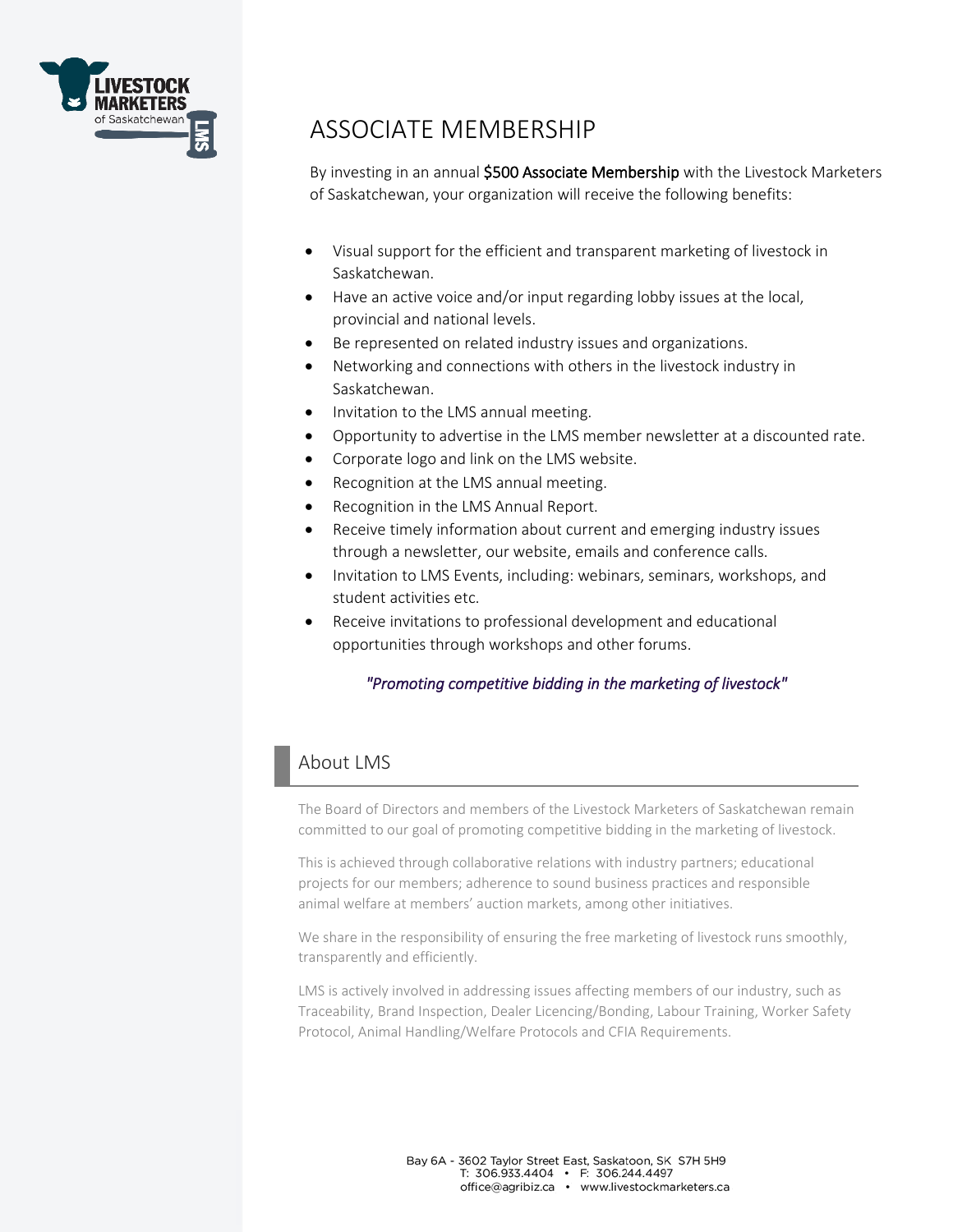# ASSOCIATE MEMBERSHIP

By investing in an annual **$500 Associate Membership** with the Livestock Marketers of Saskatchewan, your organization will receive the following benefits:

- Visual support for the efficient and transparent marketing of livestock in Saskatchewan.
- Have an active voice and/or input regarding lobby issues at the local, provincial and national levels.
- Be represented on related industry issues and organizations.
- Networking and connections with others in the livestock industry in Saskatchewan.
- Invitation to the LMS annual meeting.
- Opportunity to advertise in the LMS member newsletter at a discounted rate.
- Corporate logo and link on the LMS website.
- Recognition at the LMS annual meeting.
- Recognition in the LMS Annual Report.
- Receive timely information about current and emerging industry issues through a newsletter, our website, emails and conference calls.
- Invitation to LMS Events, including: webinars, seminars, workshops, and student activities etc.
- Receive invitations to professional development and educational opportunities through workshops and other forums.

*"Promoting competitive bidding in the marketing of livestock"*

## About LMS

The Board of Directors and members of the Livestock Marketers of Saskatchewan remain committed to our goal of promoting competitive bidding in the marketing of livestock.

This is achieved through collaborative relations with industry partners; educational projects for our members; adherence to sound business practices and responsible animal welfare at members' auction markets, among other initiatives.

We share in the responsibility of ensuring the free marketing of livestock runs smoothly, transparently and efficiently.

LMS is actively involved in addressing issues affecting members of our industry, such as Traceability, Brand Inspection, Dealer Licencing/Bonding, Labour Training, Worker Safety Protocol, Animal Handling/Welfare Protocols and CFIA Requirements.

Bay 6A - 3602 Taylor Street East, Saskatoon, SK S7H 5H9
T: 306.933.4404 • F: 306.244.4497
office@agribiz.ca • www.livestockmarketers.ca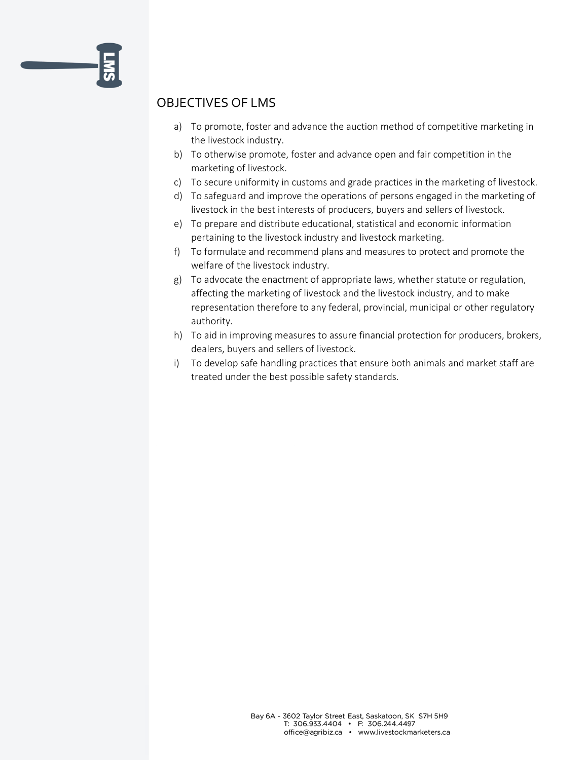## OBJECTIVES OF LMS

a) To promote, foster and advance the auction method of competitive marketing in the livestock industry.
b) To otherwise promote, foster and advance open and fair competition in the marketing of livestock.
c) To secure uniformity in customs and grade practices in the marketing of livestock.
d) To safeguard and improve the operations of persons engaged in the marketing of livestock in the best interests of producers, buyers and sellers of livestock.
e) To prepare and distribute educational, statistical and economic information pertaining to the livestock industry and livestock marketing.
f) To formulate and recommend plans and measures to protect and promote the welfare of the livestock industry.
g) To advocate the enactment of appropriate laws, whether statute or regulation, affecting the marketing of livestock and the livestock industry, and to make representation therefore to any federal, provincial, municipal or other regulatory authority.
h) To aid in improving measures to assure financial protection for producers, brokers, dealers, buyers and sellers of livestock.
i) To develop safe handling practices that ensure both animals and market staff are treated under the best possible safety standards.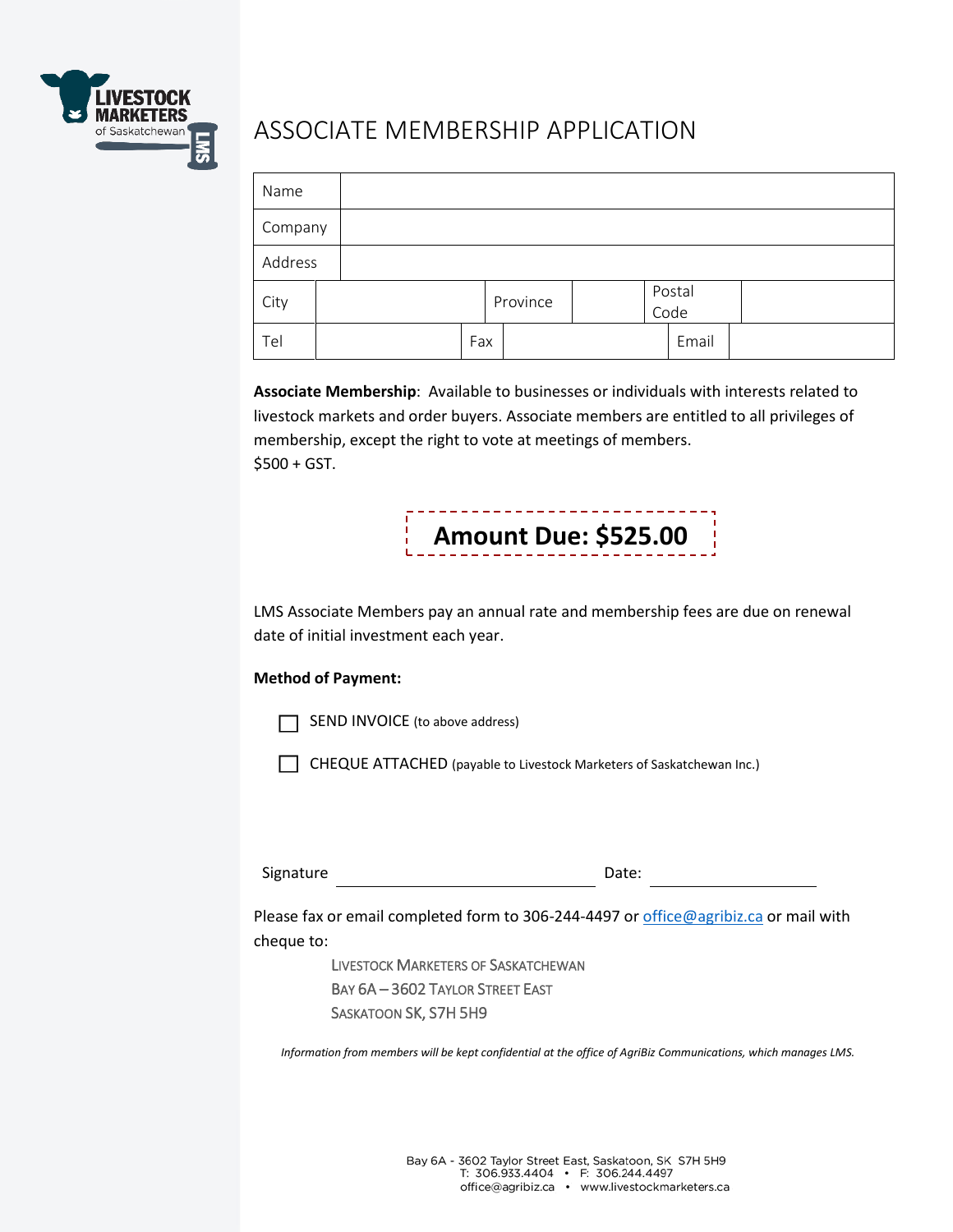# ASSOCIATE MEMBERSHIP APPLICATION

| | | | | | |
|---|---|---|---|---|---|
| Name | | | | | |
| Company | | | | | |
| Address | | | | | |
| City | | Province | | Postal Code | |
| Tel | | Fax | | Email | |

**Associate Membership**: Available to businesses or individuals with interests related to livestock markets and order buyers. Associate members are entitled to all privileges of membership, except the right to vote at meetings of members.
$500 + GST.

**Amount Due: $525.00**

LMS Associate Members pay an annual rate and membership fees are due on renewal date of initial investment each year.

**Method of Payment:**

☐ SEND INVOICE (to above address)

☐ CHEQUE ATTACHED (payable to Livestock Marketers of Saskatchewan Inc.)

Signature ______________________ Date: ______________

Please fax or email completed form to 306-244-4497 or office@agribiz.ca or mail with cheque to:

LIVESTOCK MARKETERS OF SASKATCHEWAN
BAY 6A – 3602 TAYLOR STREET EAST
SASKATOON SK, S7H 5H9

*Information from members will be kept confidential at the office of AgriBiz Communications, which manages LMS.*